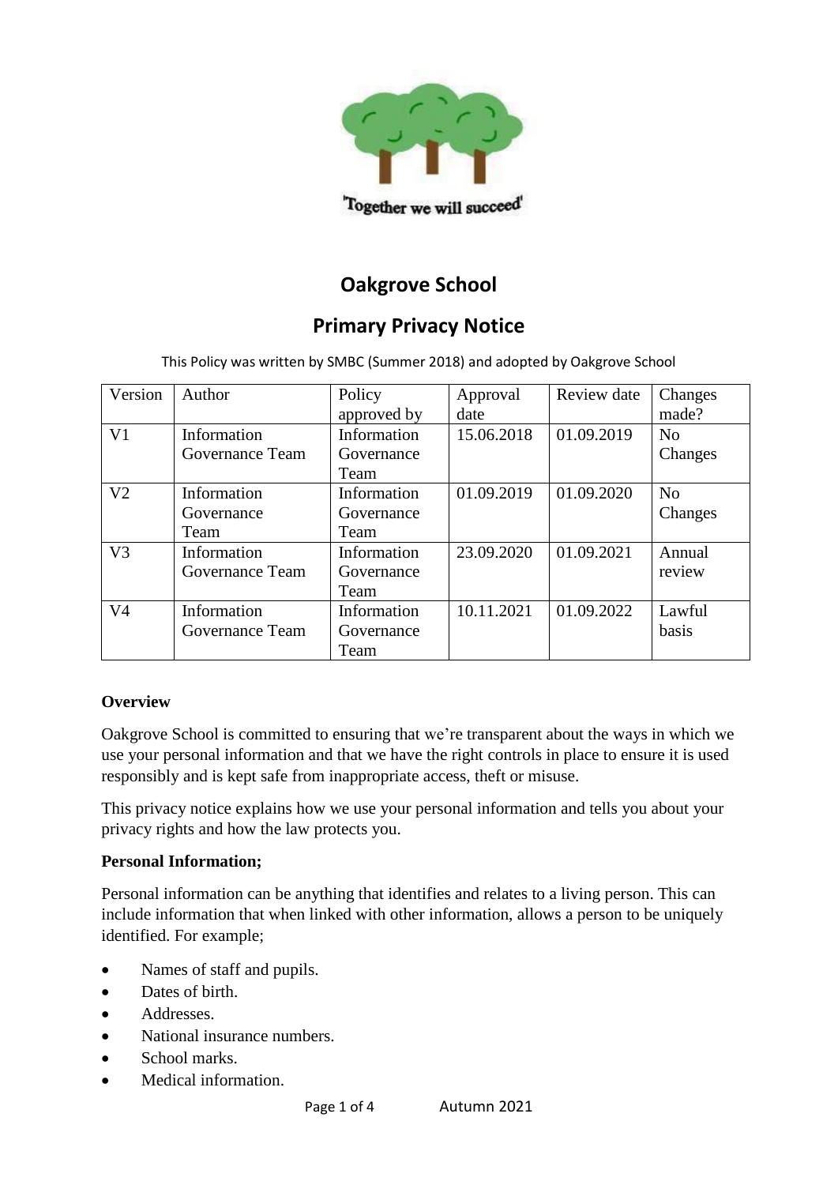'Together we will succeed'

# Oakgrove School

## Primary Privacy Notice

This Policy was written by SMBC (Summer 2018) and adopted by Oakgrove School

| Version | Author | Policy approved by | Approval date | Review date | Changes made? |
|---|---|---|---|---|---|
| V1 | Information Governance Team | Information Governance Team | 15.06.2018 | 01.09.2019 | No Changes |
| V2 | Information Governance Team | Information Governance Team | 01.09.2019 | 01.09.2020 | No Changes |
| V3 | Information Governance Team | Information Governance Team | 23.09.2020 | 01.09.2021 | Annual review |
| V4 | Information Governance Team | Information Governance Team | 10.11.2021 | 01.09.2022 | Lawful basis |

**Overview**

Oakgrove School is committed to ensuring that we're transparent about the ways in which we use your personal information and that we have the right controls in place to ensure it is used responsibly and is kept safe from inappropriate access, theft or misuse.

This privacy notice explains how we use your personal information and tells you about your privacy rights and how the law protects you.

**Personal Information;**

Personal information can be anything that identifies and relates to a living person. This can include information that when linked with other information, allows a person to be uniquely identified. For example;

- Names of staff and pupils.
- Dates of birth.
- Addresses.
- National insurance numbers.
- School marks.
- Medical information.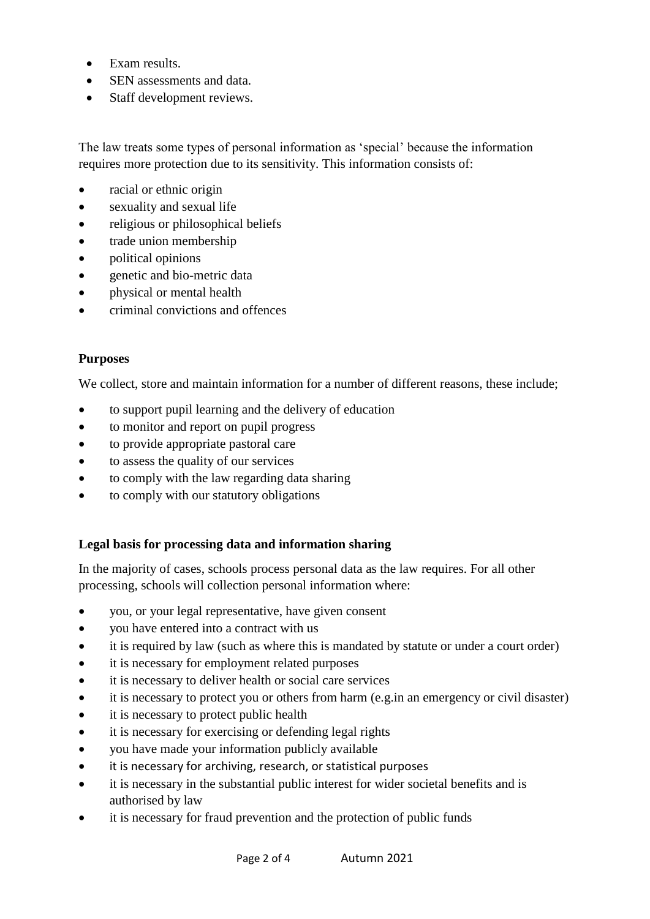- Exam results.
- SEN assessments and data.
- Staff development reviews.

The law treats some types of personal information as 'special' because the information requires more protection due to its sensitivity. This information consists of:

- racial or ethnic origin
- sexuality and sexual life
- religious or philosophical beliefs
- trade union membership
- political opinions
- genetic and bio-metric data
- physical or mental health
- criminal convictions and offences

**Purposes**

We collect, store and maintain information for a number of different reasons, these include;

- to support pupil learning and the delivery of education
- to monitor and report on pupil progress
- to provide appropriate pastoral care
- to assess the quality of our services
- to comply with the law regarding data sharing
- to comply with our statutory obligations

**Legal basis for processing data and information sharing**

In the majority of cases, schools process personal data as the law requires. For all other processing, schools will collection personal information where:

- you, or your legal representative, have given consent
- you have entered into a contract with us
- it is required by law (such as where this is mandated by statute or under a court order)
- it is necessary for employment related purposes
- it is necessary to deliver health or social care services
- it is necessary to protect you or others from harm (e.g.in an emergency or civil disaster)
- it is necessary to protect public health
- it is necessary for exercising or defending legal rights
- you have made your information publicly available
- it is necessary for archiving, research, or statistical purposes
- it is necessary in the substantial public interest for wider societal benefits and is authorised by law
- it is necessary for fraud prevention and the protection of public funds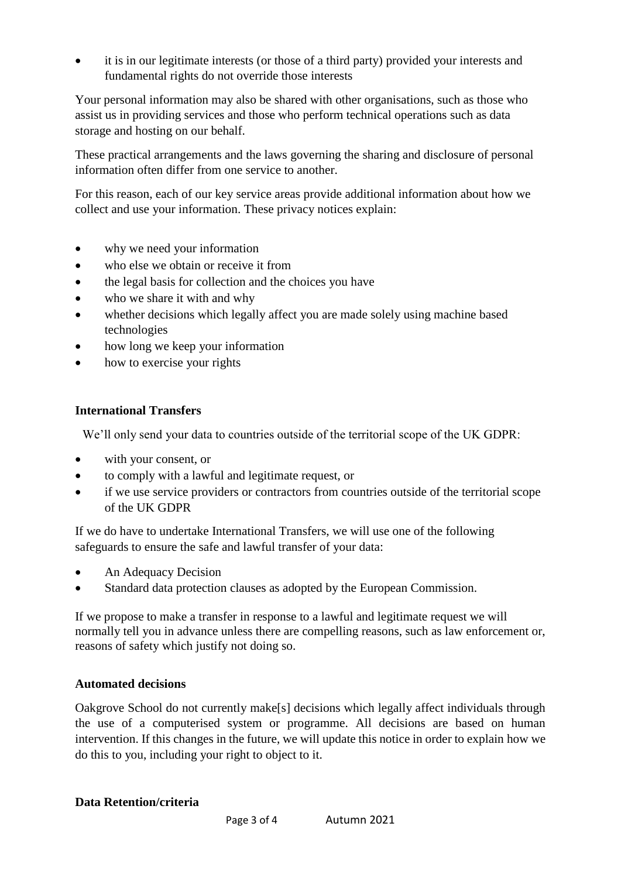- it is in our legitimate interests (or those of a third party) provided your interests and fundamental rights do not override those interests

Your personal information may also be shared with other organisations, such as those who assist us in providing services and those who perform technical operations such as data storage and hosting on our behalf.

These practical arrangements and the laws governing the sharing and disclosure of personal information often differ from one service to another.

For this reason, each of our key service areas provide additional information about how we collect and use your information. These privacy notices explain:

- why we need your information
- who else we obtain or receive it from
- the legal basis for collection and the choices you have
- who we share it with and why
- whether decisions which legally affect you are made solely using machine based technologies
- how long we keep your information
- how to exercise your rights

**International Transfers**

We'll only send your data to countries outside of the territorial scope of the UK GDPR:

- with your consent, or
- to comply with a lawful and legitimate request, or
- if we use service providers or contractors from countries outside of the territorial scope of the UK GDPR

If we do have to undertake International Transfers, we will use one of the following safeguards to ensure the safe and lawful transfer of your data:

- An Adequacy Decision
- Standard data protection clauses as adopted by the European Commission.

If we propose to make a transfer in response to a lawful and legitimate request we will normally tell you in advance unless there are compelling reasons, such as law enforcement or, reasons of safety which justify not doing so.

**Automated decisions**

Oakgrove School do not currently make[s] decisions which legally affect individuals through the use of a computerised system or programme. All decisions are based on human intervention. If this changes in the future, we will update this notice in order to explain how we do this to you, including your right to object to it.

**Data Retention/criteria**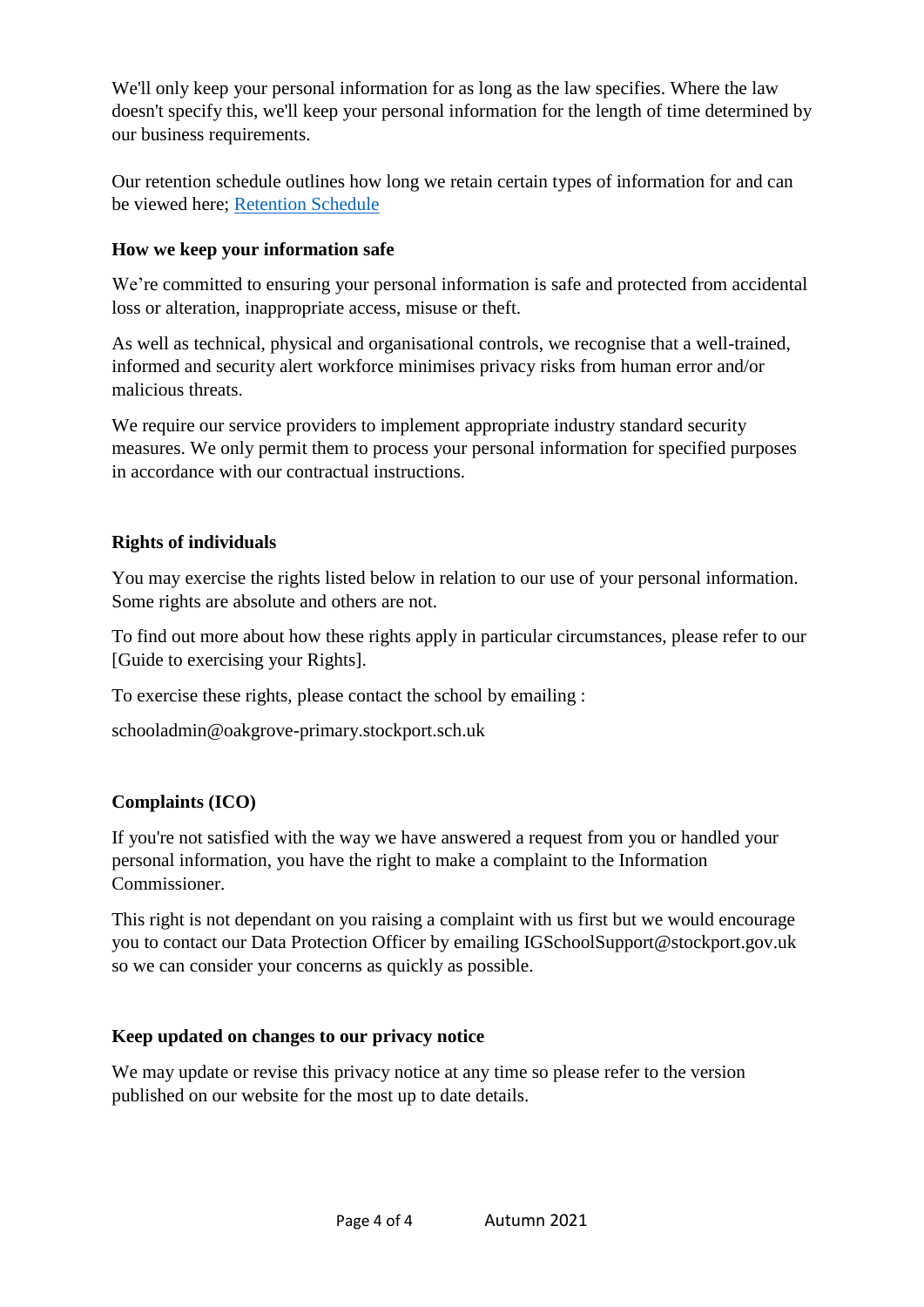We'll only keep your personal information for as long as the law specifies. Where the law doesn't specify this, we'll keep your personal information for the length of time determined by our business requirements.

Our retention schedule outlines how long we retain certain types of information for and can be viewed here; [Retention Schedule]

### How we keep your information safe

We're committed to ensuring your personal information is safe and protected from accidental loss or alteration, inappropriate access, misuse or theft.

As well as technical, physical and organisational controls, we recognise that a well-trained, informed and security alert workforce minimises privacy risks from human error and/or malicious threats.

We require our service providers to implement appropriate industry standard security measures. We only permit them to process your personal information for specified purposes in accordance with our contractual instructions.

### Rights of individuals

You may exercise the rights listed below in relation to our use of your personal information. Some rights are absolute and others are not.

To find out more about how these rights apply in particular circumstances, please refer to our [Guide to exercising your Rights].

To exercise these rights, please contact the school by emailing :

schooladmin@oakgrove-primary.stockport.sch.uk

### Complaints (ICO)

If you're not satisfied with the way we have answered a request from you or handled your personal information, you have the right to make a complaint to the Information Commissioner.

This right is not dependant on you raising a complaint with us first but we would encourage you to contact our Data Protection Officer by emailing IGSchoolSupport@stockport.gov.uk so we can consider your concerns as quickly as possible.

### Keep updated on changes to our privacy notice

We may update or revise this privacy notice at any time so please refer to the version published on our website for the most up to date details.

Autumn 2021